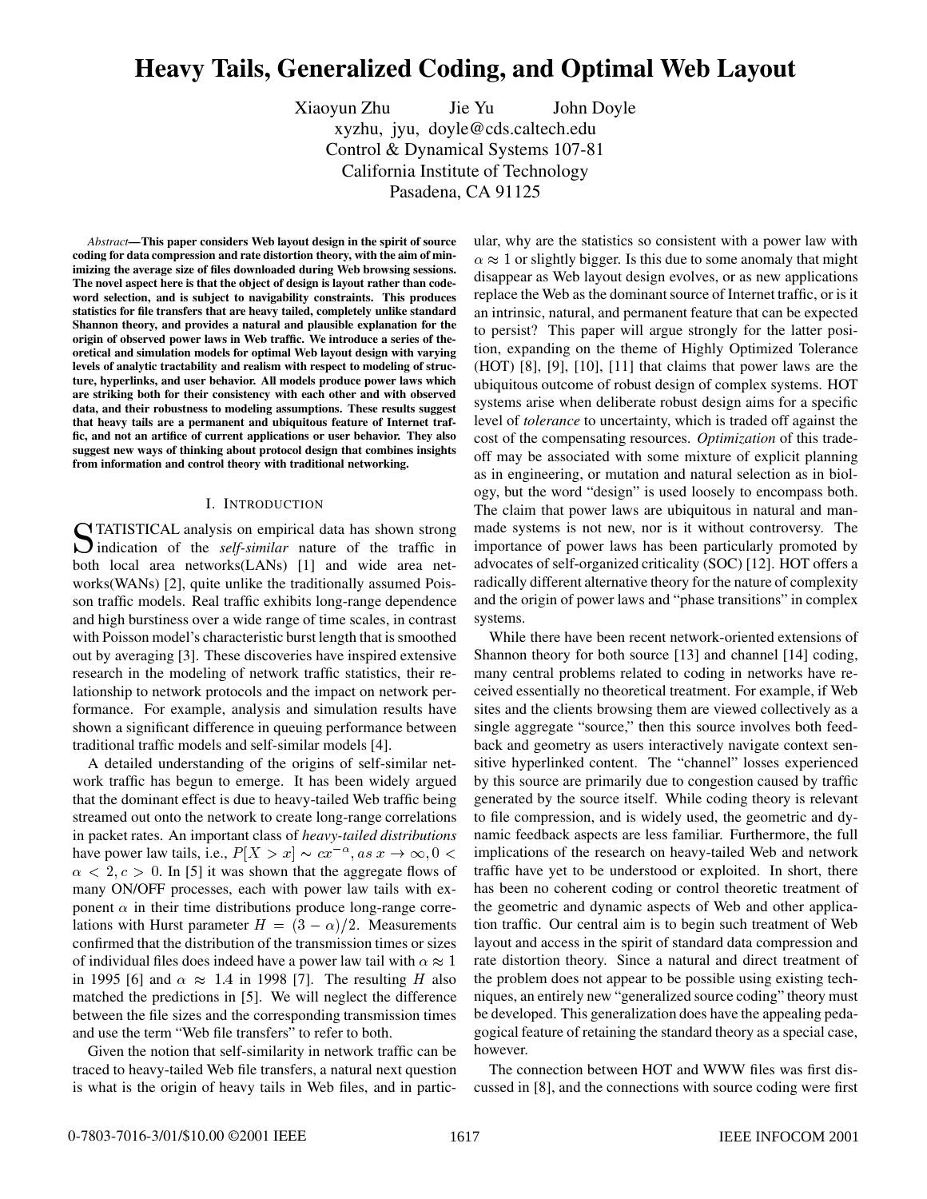# Heavy Tails, Generalized Coding, and Optimal Web Layout

Xiaoyun Zhu Jie Yu John Doyle

xyzhu, jyu, doyle@cds.caltech.edu

Control & Dynamical Systems 107-81

California Institute of Technology

Pasadena, CA 91125

***Abstract*—This paper considers Web layout design in the spirit of source coding for data compression and rate distortion theory, with the aim of minimizing the average size of files downloaded during Web browsing sessions. The novel aspect here is that the object of design is layout rather than codeword selection, and is subject to navigability constraints. This produces statistics for file transfers that are heavy tailed, completely unlike standard Shannon theory, and provides a natural and plausible explanation for the origin of observed power laws in Web traffic. We introduce a series of theoretical and simulation models for optimal Web layout design with varying levels of analytic tractability and realism with respect to modeling of structure, hyperlinks, and user behavior. All models produce power laws which are striking both for their consistency with each other and with observed data, and their robustness to modeling assumptions. These results suggest that heavy tails are a permanent and ubiquitous feature of Internet traffic, and not an artifice of current applications or user behavior. They also suggest new ways of thinking about protocol design that combines insights from information and control theory with traditional networking.**

## I. Introduction

STATISTICAL analysis on empirical data has shown strong indication of the *self-similar* nature of the traffic in both local area networks(LANs) [1] and wide area networks(WANs) [2], quite unlike the traditionally assumed Poisson traffic models. Real traffic exhibits long-range dependence and high burstiness over a wide range of time scales, in contrast with Poisson model's characteristic burst length that is smoothed out by averaging [3]. These discoveries have inspired extensive research in the modeling of network traffic statistics, their relationship to network protocols and the impact on network performance. For example, analysis and simulation results have shown a significant difference in queuing performance between traditional traffic models and self-similar models [4].

A detailed understanding of the origins of self-similar network traffic has begun to emerge. It has been widely argued that the dominant effect is due to heavy-tailed Web traffic being streamed out onto the network to create long-range correlations in packet rates. An important class of *heavy-tailed distributions* have power law tails, i.e., $P[X > x] \sim cx^{-\alpha}, as\ x \to \infty, 0 < \alpha < 2, c > 0$. In [5] it was shown that the aggregate flows of many ON/OFF processes, each with power law tails with exponent $\alpha$ in their time distributions produce long-range correlations with Hurst parameter $H = (3 - \alpha)/2$. Measurements confirmed that the distribution of the transmission times or sizes of individual files does indeed have a power law tail with $\alpha \approx 1$ in 1995 [6] and $\alpha \approx 1.4$ in 1998 [7]. The resulting $H$ also matched the predictions in [5]. We will neglect the difference between the file sizes and the corresponding transmission times and use the term "Web file transfers" to refer to both.

Given the notion that self-similarity in network traffic can be traced to heavy-tailed Web file transfers, a natural next question is what is the origin of heavy tails in Web files, and in particular, why are the statistics so consistent with a power law with $\alpha \approx 1$ or slightly bigger. Is this due to some anomaly that might disappear as Web layout design evolves, or as new applications replace the Web as the dominant source of Internet traffic, or is it an intrinsic, natural, and permanent feature that can be expected to persist? This paper will argue strongly for the latter position, expanding on the theme of Highly Optimized Tolerance (HOT) [8], [9], [10], [11] that claims that power laws are the ubiquitous outcome of robust design of complex systems. HOT systems arise when deliberate robust design aims for a specific level of *tolerance* to uncertainty, which is traded off against the cost of the compensating resources. *Optimization* of this tradeoff may be associated with some mixture of explicit planning as in engineering, or mutation and natural selection as in biology, but the word "design" is used loosely to encompass both. The claim that power laws are ubiquitous in natural and man-made systems is not new, nor is it without controversy. The importance of power laws has been particularly promoted by advocates of self-organized criticality (SOC) [12]. HOT offers a radically different alternative theory for the nature of complexity and the origin of power laws and "phase transitions" in complex systems.

While there have been recent network-oriented extensions of Shannon theory for both source [13] and channel [14] coding, many central problems related to coding in networks have received essentially no theoretical treatment. For example, if Web sites and the clients browsing them are viewed collectively as a single aggregate "source," then this source involves both feedback and geometry as users interactively navigate context sensitive hyperlinked content. The "channel" losses experienced by this source are primarily due to congestion caused by traffic generated by the source itself. While coding theory is relevant to file compression, and is widely used, the geometric and dynamic feedback aspects are less familiar. Furthermore, the full implications of the research on heavy-tailed Web and network traffic have yet to be understood or exploited. In short, there has been no coherent coding or control theoretic treatment of the geometric and dynamic aspects of Web and other application traffic. Our central aim is to begin such treatment of Web layout and access in the spirit of standard data compression and rate distortion theory. Since a natural and direct treatment of the problem does not appear to be possible using existing techniques, an entirely new "generalized source coding" theory must be developed. This generalization does have the appealing pedagogical feature of retaining the standard theory as a special case, however.

The connection between HOT and WWW files was first discussed in [8], and the connections with source coding were first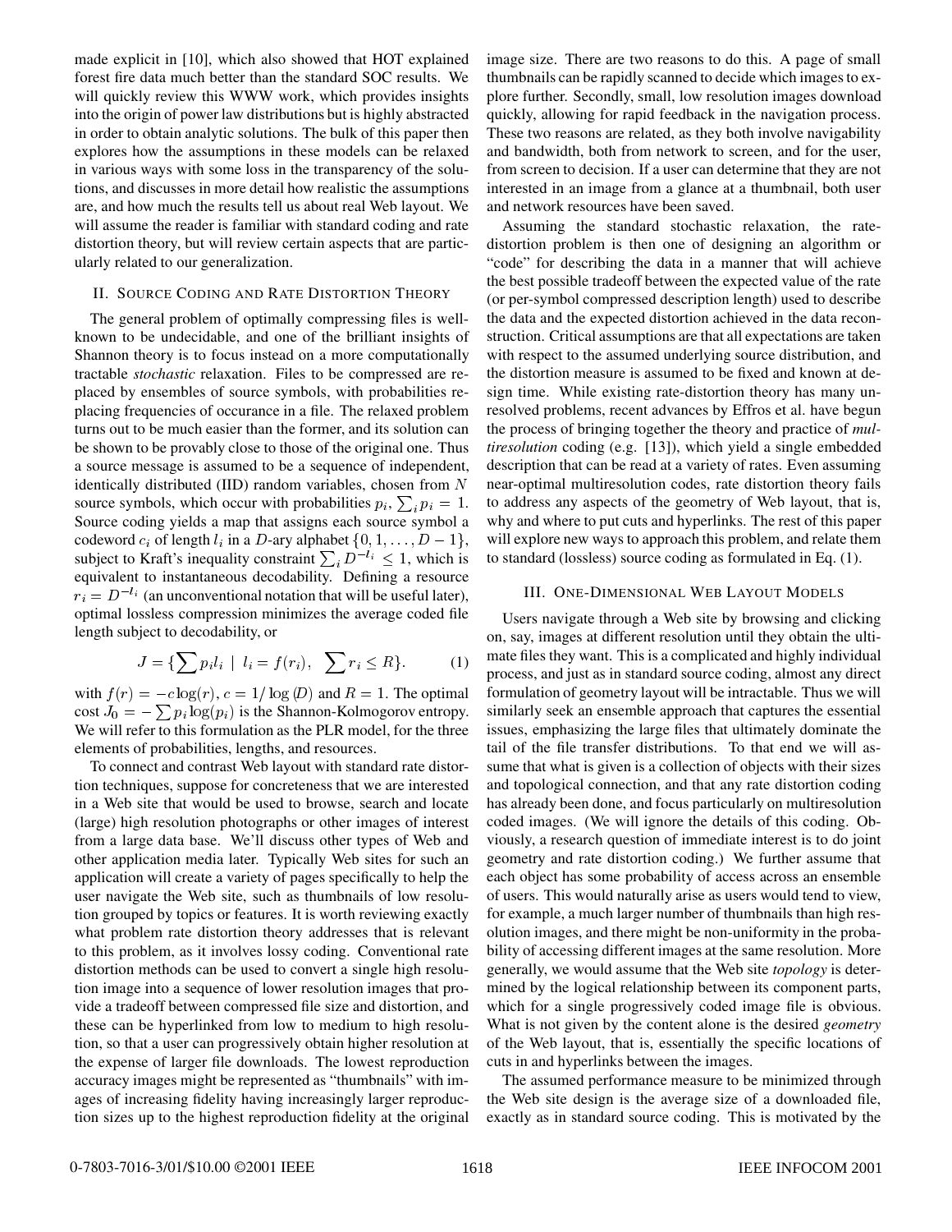made explicit in [10], which also showed that HOT explained forest fire data much better than the standard SOC results. We will quickly review this WWW work, which provides insights into the origin of power law distributions but is highly abstracted in order to obtain analytic solutions. The bulk of this paper then explores how the assumptions in these models can be relaxed in various ways with some loss in the transparency of the solutions, and discusses in more detail how realistic the assumptions are, and how much the results tell us about real Web layout. We will assume the reader is familiar with standard coding and rate distortion theory, but will review certain aspects that are particularly related to our generalization.

## II. Source Coding and Rate Distortion Theory

The general problem of optimally compressing files is well-known to be undecidable, and one of the brilliant insights of Shannon theory is to focus instead on a more computationally tractable *stochastic* relaxation. Files to be compressed are replaced by ensembles of source symbols, with probabilities replacing frequencies of occurance in a file. The relaxed problem turns out to be much easier than the former, and its solution can be shown to be provably close to those of the original one. Thus a source message is assumed to be a sequence of independent, identically distributed (IID) random variables, chosen from $N$ source symbols, which occur with probabilities $p_i$, $\sum_i p_i = 1$. Source coding yields a map that assigns each source symbol a codeword $c_i$ of length $l_i$ in a $D$-ary alphabet $\{0, 1, \ldots, D-1\}$, subject to Kraft's inequality constraint $\sum_i D^{-l_i} \leq 1$, which is equivalent to instantaneous decodability. Defining a resource $r_i = D^{-l_i}$ (an unconventional notation that will be useful later), optimal lossless compression minimizes the average coded file length subject to decodability, or

$$J = \{\sum p_i l_i \mid l_i = f(r_i), \ \sum r_i \leq R\}. \tag{1}$$

with $f(r) = -c\log(r)$, $c = 1/\log(D)$ and $R = 1$. The optimal cost $J_0 = -\sum p_i \log(p_i)$ is the Shannon-Kolmogorov entropy. We will refer to this formulation as the PLR model, for the three elements of probabilities, lengths, and resources.

To connect and contrast Web layout with standard rate distortion techniques, suppose for concreteness that we are interested in a Web site that would be used to browse, search and locate (large) high resolution photographs or other images of interest from a large data base. We'll discuss other types of Web and other application media later. Typically Web sites for such an application will create a variety of pages specifically to help the user navigate the Web site, such as thumbnails of low resolution grouped by topics or features. It is worth reviewing exactly what problem rate distortion theory addresses that is relevant to this problem, as it involves lossy coding. Conventional rate distortion methods can be used to convert a single high resolution image into a sequence of lower resolution images that provide a tradeoff between compressed file size and distortion, and these can be hyperlinked from low to medium to high resolution, so that a user can progressively obtain higher resolution at the expense of larger file downloads. The lowest reproduction accuracy images might be represented as "thumbnails" with images of increasing fidelity having increasingly larger reproduction sizes up to the highest reproduction fidelity at the original image size. There are two reasons to do this. A page of small thumbnails can be rapidly scanned to decide which images to explore further. Secondly, small, low resolution images download quickly, allowing for rapid feedback in the navigation process. These two reasons are related, as they both involve navigability and bandwidth, both from network to screen, and for the user, from screen to decision. If a user can determine that they are not interested in an image from a glance at a thumbnail, both user and network resources have been saved.

Assuming the standard stochastic relaxation, the rate-distortion problem is then one of designing an algorithm or "code" for describing the data in a manner that will achieve the best possible tradeoff between the expected value of the rate (or per-symbol compressed description length) used to describe the data and the expected distortion achieved in the data reconstruction. Critical assumptions are that all expectations are taken with respect to the assumed underlying source distribution, and the distortion measure is assumed to be fixed and known at design time. While existing rate-distortion theory has many unresolved problems, recent advances by Effros et al. have begun the process of bringing together the theory and practice of *multiresolution* coding (e.g. [13]), which yield a single embedded description that can be read at a variety of rates. Even assuming near-optimal multiresolution codes, rate distortion theory fails to address any aspects of the geometry of Web layout, that is, why and where to put cuts and hyperlinks. The rest of this paper will explore new ways to approach this problem, and relate them to standard (lossless) source coding as formulated in Eq. (1).

## III. One-Dimensional Web Layout Models

Users navigate through a Web site by browsing and clicking on, say, images at different resolution until they obtain the ultimate files they want. This is a complicated and highly individual process, and just as in standard source coding, almost any direct formulation of geometry layout will be intractable. Thus we will similarly seek an ensemble approach that captures the essential issues, emphasizing the large files that ultimately dominate the tail of the file transfer distributions. To that end we will assume that what is given is a collection of objects with their sizes and topological connection, and that any rate distortion coding has already been done, and focus particularly on multiresolution coded images. (We will ignore the details of this coding. Obviously, a research question of immediate interest is to do joint geometry and rate distortion coding.) We further assume that each object has some probability of access across an ensemble of users. This would naturally arise as users would tend to view, for example, a much larger number of thumbnails than high resolution images, and there might be non-uniformity in the probability of accessing different images at the same resolution. More generally, we would assume that the Web site *topology* is determined by the logical relationship between its component parts, which for a single progressively coded image file is obvious. What is not given by the content alone is the desired *geometry* of the Web layout, that is, essentially the specific locations of cuts in and hyperlinks between the images.

The assumed performance measure to be minimized through the Web site design is the average size of a downloaded file, exactly as in standard source coding. This is motivated by the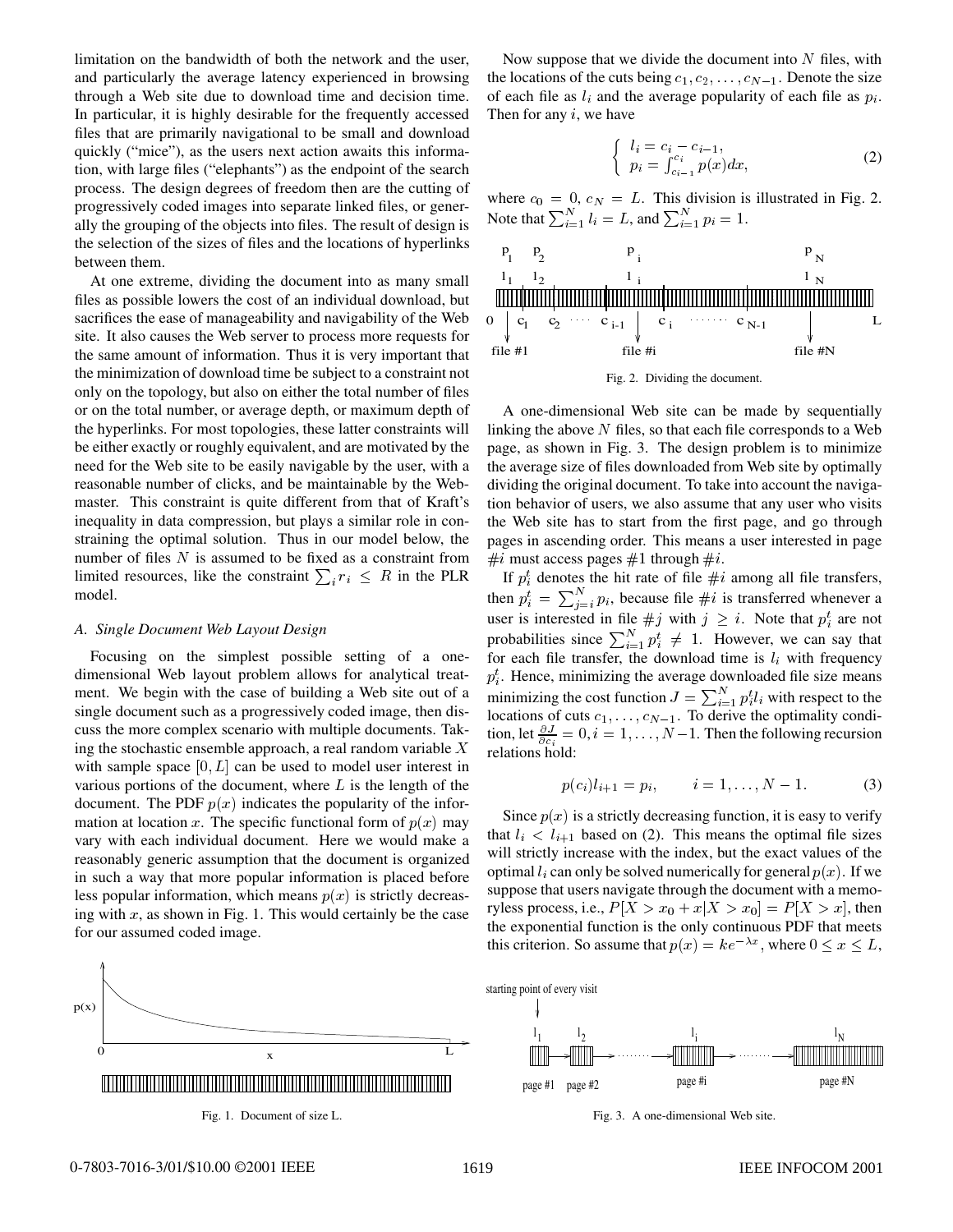limitation on the bandwidth of both the network and the user, and particularly the average latency experienced in browsing through a Web site due to download time and decision time. In particular, it is highly desirable for the frequently accessed files that are primarily navigational to be small and download quickly ("mice"), as the users next action awaits this information, with large files ("elephants") as the endpoint of the search process. The design degrees of freedom then are the cutting of progressively coded images into separate linked files, or generally the grouping of the objects into files. The result of design is the selection of the sizes of files and the locations of hyperlinks between them.

At one extreme, dividing the document into as many small files as possible lowers the cost of an individual download, but sacrifices the ease of manageability and navigability of the Web site. It also causes the Web server to process more requests for the same amount of information. Thus it is very important that the minimization of download time be subject to a constraint not only on the topology, but also on either the total number of files or on the total number, or average depth, or maximum depth of the hyperlinks. For most topologies, these latter constraints will be either exactly or roughly equivalent, and are motivated by the need for the Web site to be easily navigable by the user, with a reasonable number of clicks, and be maintainable by the Webmaster. This constraint is quite different from that of Kraft's inequality in data compression, but plays a similar role in constraining the optimal solution. Thus in our model below, the number of files $N$ is assumed to be fixed as a constraint from limited resources, like the constraint $\sum_i r_i \leq R$ in the PLR model.

### *A. Single Document Web Layout Design*

Focusing on the simplest possible setting of a one-dimensional Web layout problem allows for analytical treatment. We begin with the case of building a Web site out of a single document such as a progressively coded image, then discuss the more complex scenario with multiple documents. Taking the stochastic ensemble approach, a real random variable $X$ with sample space $[0, L]$ can be used to model user interest in various portions of the document, where $L$ is the length of the document. The PDF $p(x)$ indicates the popularity of the information at location $x$. The specific functional form of $p(x)$ may vary with each individual document. Here we would make a reasonably generic assumption that the document is organized in such a way that more popular information is placed before less popular information, which means $p(x)$ is strictly decreasing with $x$, as shown in Fig. 1. This would certainly be the case for our assumed coded image.

p(x)

0

x

L

Fig. 1. Document of size L.

Now suppose that we divide the document into $N$ files, with the locations of the cuts being $c_1, c_2, \ldots, c_{N-1}$. Denote the size of each file as $l_i$ and the average popularity of each file as $p_i$. Then for any $i$, we have

$$\begin{cases} l_i = c_i - c_{i-1}, \\ p_i = \int_{c_{i-1}}^{c_i} p(x)dx, \end{cases} \tag{2}$$

where $c_0 = 0$, $c_N = L$. This division is illustrated in Fig. 2. Note that $\sum_{i=1}^{N} l_i = L$, and $\sum_{i=1}^{N} p_i = 1$.

$p_1$ $p_2$ $p_i$ $p_N$

$l_1$ $l_2$ $l_i$ $l_N$

0 $c_1$ $c_2$ $c_{i-1}$ $c_i$ $c_{N-1}$ L

file #1 file #i file #N

Fig. 2. Dividing the document.

A one-dimensional Web site can be made by sequentially linking the above $N$ files, so that each file corresponds to a Web page, as shown in Fig. 3. The design problem is to minimize the average size of files downloaded from Web site by optimally dividing the original document. To take into account the navigation behavior of users, we also assume that any user who visits the Web site has to start from the first page, and go through pages in ascending order. This means a user interested in page #$i$ must access pages #1 through #$i$.

If $p_i^t$ denotes the hit rate of file #$i$ among all file transfers, then $p_i^t = \sum_{j=i}^{N} p_i$, because file #$i$ is transferred whenever a user is interested in file #$j$ with $j \geq i$. Note that $p_i^t$ are not probabilities since $\sum_{i=1}^{N} p_i^t \neq 1$. However, we can say that for each file transfer, the download time is $l_i$ with frequency $p_i^t$. Hence, minimizing the average downloaded file size means minimizing the cost function $J = \sum_{i=1}^{N} p_i^t l_i$ with respect to the locations of cuts $c_1, \ldots, c_{N-1}$. To derive the optimality condition, let $\frac{\partial J}{\partial c_i} = 0, i = 1, \ldots, N-1$. Then the following recursion relations hold:

$$p(c_i) l_{i+1} = p_i, \qquad i = 1, \ldots, N-1. \tag{3}$$

Since $p(x)$ is a strictly decreasing function, it is easy to verify that $l_i < l_{i+1}$ based on (2). This means the optimal file sizes will strictly increase with the index, but the exact values of the optimal $l_i$ can only be solved numerically for general $p(x)$. If we suppose that users navigate through the document with a memoryless process, i.e., $P[X > x_0 + x | X > x_0] = P[X > x]$, then the exponential function is the only continuous PDF that meets this criterion. So assume that $p(x) = ke^{-\lambda x}$, where $0 \leq x \leq L$,

starting point of every visit

$l_1$ $l_2$ $l_i$ $l_N$

page #1 page #2 page #i page #N

Fig. 3. A one-dimensional Web site.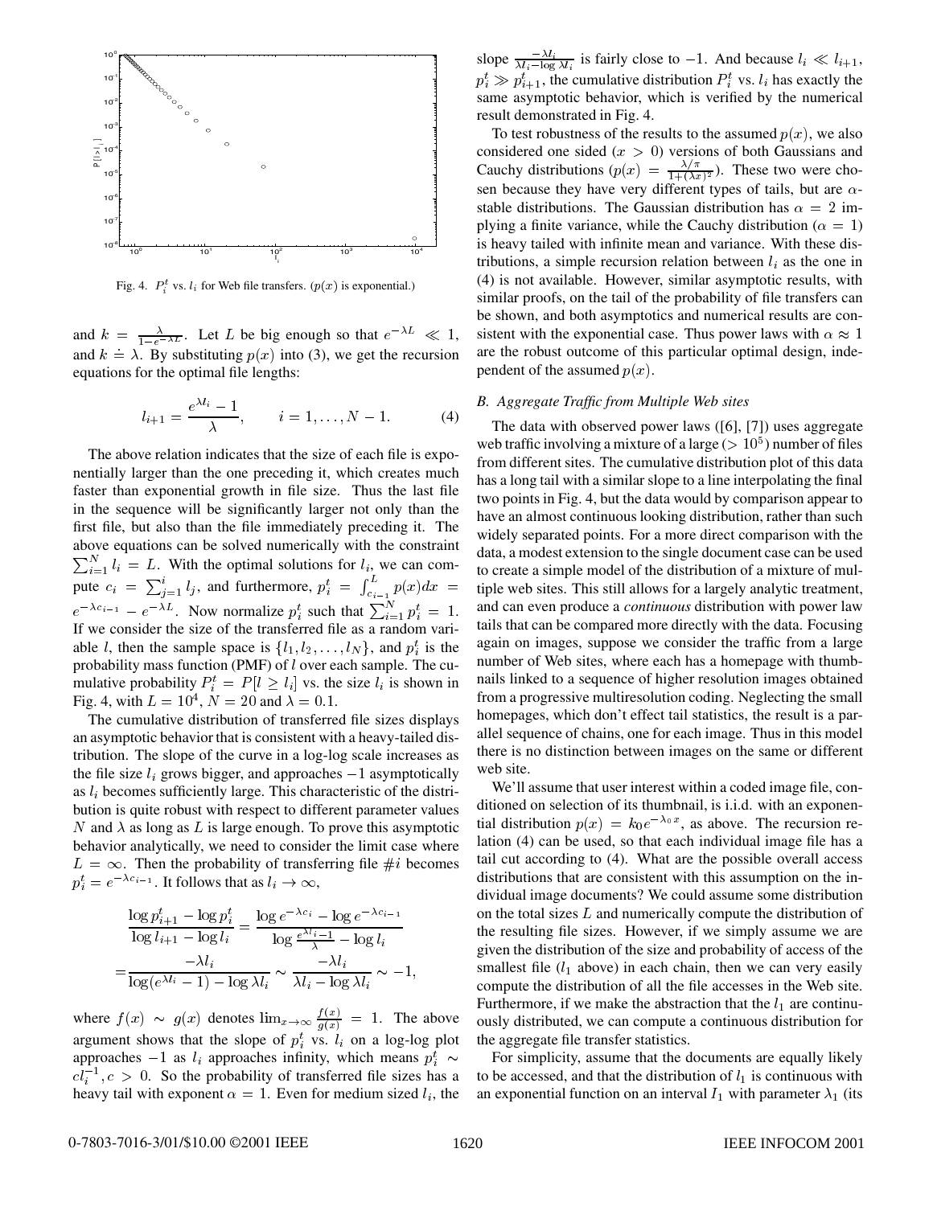Fig. 4. $P_i^t$ vs. $l_i$ for Web file transfers. ($p(x)$ is exponential.)

and $k = \frac{\lambda}{1-e^{-\lambda L}}$. Let $L$ be big enough so that $e^{-\lambda L} \ll 1$, and $k \doteq \lambda$. By substituting $p(x)$ into (3), we get the recursion equations for the optimal file lengths:

$$l_{i+1} = \frac{e^{\lambda l_i} - 1}{\lambda}, \qquad i = 1, \ldots, N-1. \tag{4}$$

The above relation indicates that the size of each file is exponentially larger than the one preceding it, which creates much faster than exponential growth in file size. Thus the last file in the sequence will be significantly larger not only than the first file, but also than the file immediately preceding it. The above equations can be solved numerically with the constraint $\sum_{i=1}^N l_i = L$. With the optimal solutions for $l_i$, we can compute $c_i = \sum_{j=1}^i l_j$, and furthermore, $p_i^t = \int_{c_{i-1}}^L p(x)dx = e^{-\lambda c_{i-1}} - e^{-\lambda L}$. Now normalize $p_i^t$ such that $\sum_{i=1}^N p_i^t = 1$. If we consider the size of the transferred file as a random variable $l$, then the sample space is $\{l_1, l_2, \ldots, l_N\}$, and $p_i^t$ is the probability mass function (PMF) of $l$ over each sample. The cumulative probability $P_i^t = P[l \geq l_i]$ vs. the size $l_i$ is shown in Fig. 4, with $L = 10^4$, $N = 20$ and $\lambda = 0.1$.

The cumulative distribution of transferred file sizes displays an asymptotic behavior that is consistent with a heavy-tailed distribution. The slope of the curve in a log-log scale increases as the file size $l_i$ grows bigger, and approaches $-1$ asymptotically as $l_i$ becomes sufficiently large. This characteristic of the distribution is quite robust with respect to different parameter values $N$ and $\lambda$ as long as $L$ is large enough. To prove this asymptotic behavior analytically, we need to consider the limit case where $L = \infty$. Then the probability of transferring file #$i$ becomes $p_i^t = e^{-\lambda c_{i-1}}$. It follows that as $l_i \to \infty$,

$$\frac{\log p_{i+1}^t - \log p_i^t}{\log l_{i+1} - \log l_i} = \frac{\log e^{-\lambda c_i} - \log e^{-\lambda c_{i-1}}}{\log \frac{e^{\lambda l_i} - 1}{\lambda} - \log l_i}$$

$$= \frac{-\lambda l_i}{\log(e^{\lambda l_i} - 1) - \log \lambda l_i} \sim \frac{-\lambda l_i}{\lambda l_i - \log \lambda l_i} \sim -1,$$

where $f(x) \sim g(x)$ denotes $\lim_{x\to\infty} \frac{f(x)}{g(x)} = 1$. The above argument shows that the slope of $p_i^t$ vs. $l_i$ on a log-log plot approaches $-1$ as $l_i$ approaches infinity, which means $p_i^t \sim c l_i^{-1}, c > 0$. So the probability of transferred file sizes has a heavy tail with exponent $\alpha = 1$. Even for medium sized $l_i$, the slope $\frac{-\lambda l_i}{\lambda l_i - \log \lambda l_i}$ is fairly close to $-1$. And because $l_i \ll l_{i+1}$, $p_i^t \gg p_{i+1}^t$, the cumulative distribution $P_i^t$ vs. $l_i$ has exactly the same asymptotic behavior, which is verified by the numerical result demonstrated in Fig. 4.

To test robustness of the results to the assumed $p(x)$, we also considered one sided ($x > 0$) versions of both Gaussians and Cauchy distributions ($p(x) = \frac{\lambda/\pi}{1+(\lambda x)^2}$). These two were chosen because they have very different types of tails, but are $\alpha$-stable distributions. The Gaussian distribution has $\alpha = 2$ implying a finite variance, while the Cauchy distribution ($\alpha = 1$) is heavy tailed with infinite mean and variance. With these distributions, a simple recursion relation between $l_i$ as the one in (4) is not available. However, similar asymptotic results, with similar proofs, on the tail of the probability of file transfers can be shown, and both asymptotics and numerical results are consistent with the exponential case. Thus power laws with $\alpha \approx 1$ are the robust outcome of this particular optimal design, independent of the assumed $p(x)$.

### *B. Aggregate Traffic from Multiple Web sites*

The data with observed power laws ([6], [7]) uses aggregate web traffic involving a mixture of a large ($> 10^5$) number of files from different sites. The cumulative distribution plot of this data has a long tail with a similar slope to a line interpolating the final two points in Fig. 4, but the data would by comparison appear to have an almost continuous looking distribution, rather than such widely separated points. For a more direct comparison with the data, a modest extension to the single document case can be used to create a simple model of the distribution of a mixture of multiple web sites. This still allows for a largely analytic treatment, and can even produce a *continuous* distribution with power law tails that can be compared more directly with the data. Focusing again on images, suppose we consider the traffic from a large number of Web sites, where each has a homepage with thumbnails linked to a sequence of higher resolution images obtained from a progressive multiresolution coding. Neglecting the small homepages, which don't effect tail statistics, the result is a parallel sequence of chains, one for each image. Thus in this model there is no distinction between images on the same or different web site.

We'll assume that user interest within a coded image file, conditioned on selection of its thumbnail, is i.i.d. with an exponential distribution $p(x) = k_0 e^{-\lambda_0 x}$, as above. The recursion relation (4) can be used, so that each individual image file has a tail cut according to (4). What are the possible overall access distributions that are consistent with this assumption on the individual image documents? We could assume some distribution on the total sizes $L$ and numerically compute the distribution of the resulting file sizes. However, if we simply assume we are given the distribution of the size and probability of access of the smallest file ($l_1$ above) in each chain, then we can very easily compute the distribution of all the file accesses in the Web site. Furthermore, if we make the abstraction that the $l_1$ are continuously distributed, we can compute a continuous distribution for the aggregate file transfer statistics.

For simplicity, assume that the documents are equally likely to be accessed, and that the distribution of $l_1$ is continuous with an exponential function on an interval $I_1$ with parameter $\lambda_1$ (its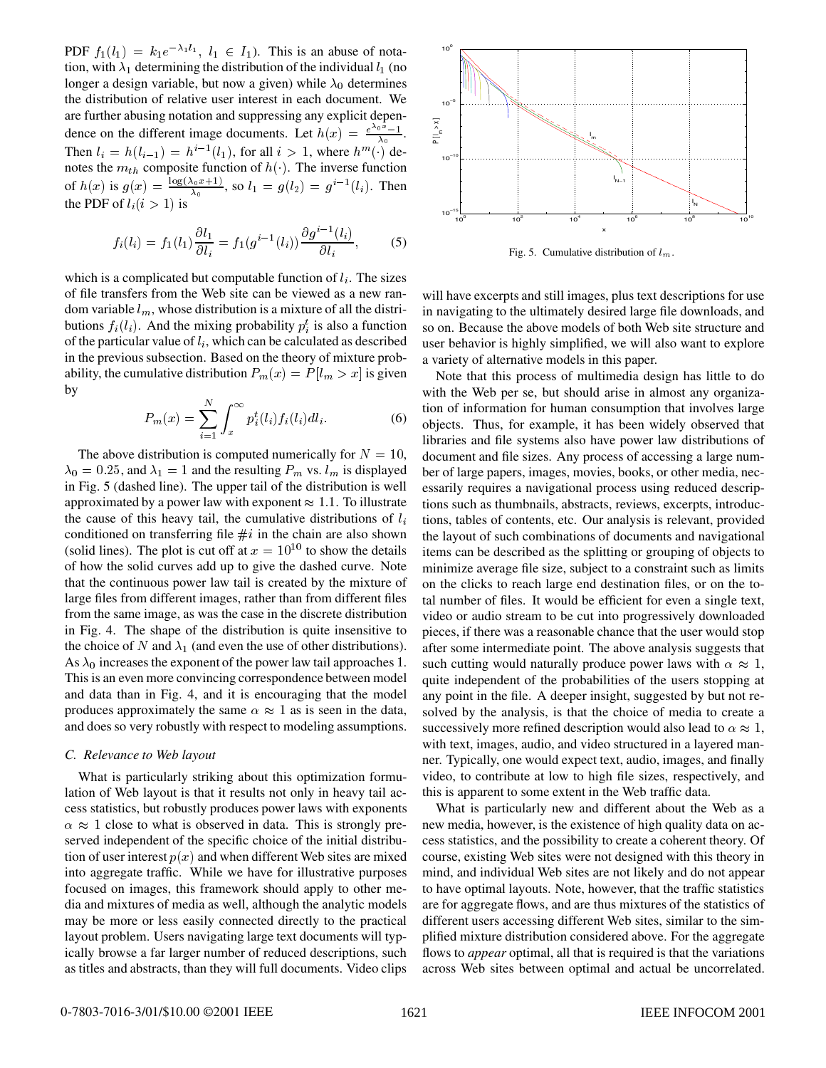PDF $f_1(l_1) = k_1 e^{-\lambda_1 l_1}$, $l_1 \in I_1$). This is an abuse of notation, with $\lambda_1$ determining the distribution of the individual $l_1$ (no longer a design variable, but now a given) while $\lambda_0$ determines the distribution of relative user interest in each document. We are further abusing notation and suppressing any explicit dependence on the different image documents. Let $h(x) = \frac{e^{\lambda_0 x}-1}{\lambda_0}$. Then $l_i = h(l_{i-1}) = h^{i-1}(l_1)$, for all $i > 1$, where $h^m(\cdot)$ denotes the $m_{th}$ composite function of $h(\cdot)$. The inverse function of $h(x)$ is $g(x) = \frac{\log(\lambda_0 x+1)}{\lambda_0}$, so $l_1 = g(l_2) = g^{i-1}(l_i)$. Then the PDF of $l_i (i > 1)$ is

$$f_i(l_i) = f_1(l_1)\frac{\partial l_1}{\partial l_i} = f_1(g^{i-1}(l_i))\frac{\partial g^{i-1}(l_i)}{\partial l_i}, \qquad (5)$$

which is a complicated but computable function of $l_i$. The sizes of file transfers from the Web site can be viewed as a new random variable $l_m$, whose distribution is a mixture of all the distributions $f_i(l_i)$. And the mixing probability $p_i^t$ is also a function of the particular value of $l_i$, which can be calculated as described in the previous subsection. Based on the theory of mixture probability, the cumulative distribution $P_m(x) = P[l_m > x]$ is given by

$$P_m(x) = \sum_{i=1}^{N} \int_x^{\infty} p_i^t(l_i) f_i(l_i) dl_i. \qquad (6)$$

The above distribution is computed numerically for $N = 10$, $\lambda_0 = 0.25$, and $\lambda_1 = 1$ and the resulting $P_m$ vs. $l_m$ is displayed in Fig. 5 (dashed line). The upper tail of the distribution is well approximated by a power law with exponent $\approx 1.1$. To illustrate the cause of this heavy tail, the cumulative distributions of $l_i$ conditioned on transferring file #$i$ in the chain are also shown (solid lines). The plot is cut off at $x = 10^{10}$ to show the details of how the solid curves add up to give the dashed curve. Note that the continuous power law tail is created by the mixture of large files from different images, rather than from different files from the same image, as was the case in the discrete distribution in Fig. 4. The shape of the distribution is quite insensitive to the choice of $N$ and $\lambda_1$ (and even the use of other distributions). As $\lambda_0$ increases the exponent of the power law tail approaches 1. This is an even more convincing correspondence between model and data than in Fig. 4, and it is encouraging that the model produces approximately the same $\alpha \approx 1$ as is seen in the data, and does so very robustly with respect to modeling assumptions.

### C. Relevance to Web layout

What is particularly striking about this optimization formulation of Web layout is that it results not only in heavy tail access statistics, but robustly produces power laws with exponents $\alpha \approx 1$ close to what is observed in data. This is strongly preserved independent of the specific choice of the initial distribution of user interest $p(x)$ and when different Web sites are mixed into aggregate traffic. While we have for illustrative purposes focused on images, this framework should apply to other media and mixtures of media as well, although the analytic models may be more or less easily connected directly to the practical layout problem. Users navigating large text documents will typically browse a far larger number of reduced descriptions, such as titles and abstracts, than they will full documents. Video clips will have excerpts and still images, plus text descriptions for use in navigating to the ultimately desired large file downloads, and so on. Because the above models of both Web site structure and user behavior is highly simplified, we will also want to explore a variety of alternative models in this paper.

Fig. 5. Cumulative distribution of $l_m$.

Note that this process of multimedia design has little to do with the Web per se, but should arise in almost any organization of information for human consumption that involves large objects. Thus, for example, it has been widely observed that libraries and file systems also have power law distributions of document and file sizes. Any process of accessing a large number of large papers, images, movies, books, or other media, necessarily requires a navigational process using reduced descriptions such as thumbnails, abstracts, reviews, excerpts, introductions, tables of contents, etc. Our analysis is relevant, provided the layout of such combinations of documents and navigational items can be described as the splitting or grouping of objects to minimize average file size, subject to a constraint such as limits on the clicks to reach large end destination files, or on the total number of files. It would be efficient for even a single text, video or audio stream to be cut into progressively downloaded pieces, if there was a reasonable chance that the user would stop after some intermediate point. The above analysis suggests that such cutting would naturally produce power laws with $\alpha \approx 1$, quite independent of the probabilities of the users stopping at any point in the file. A deeper insight, suggested by but not resolved by the analysis, is that the choice of media to create a successively more refined description would also lead to $\alpha \approx 1$, with text, images, audio, and video structured in a layered manner. Typically, one would expect text, audio, images, and finally video, to contribute at low to high file sizes, respectively, and this is apparent to some extent in the Web traffic data.

What is particularly new and different about the Web as a new media, however, is the existence of high quality data on access statistics, and the possibility to create a coherent theory. Of course, existing Web sites were not designed with this theory in mind, and individual Web sites are not likely and do not appear to have optimal layouts. Note, however, that the traffic statistics are for aggregate flows, and are thus mixtures of the statistics of different users accessing different Web sites, similar to the simplified mixture distribution considered above. For the aggregate flows to *appear* optimal, all that is required is that the variations across Web sites between optimal and actual be uncorrelated.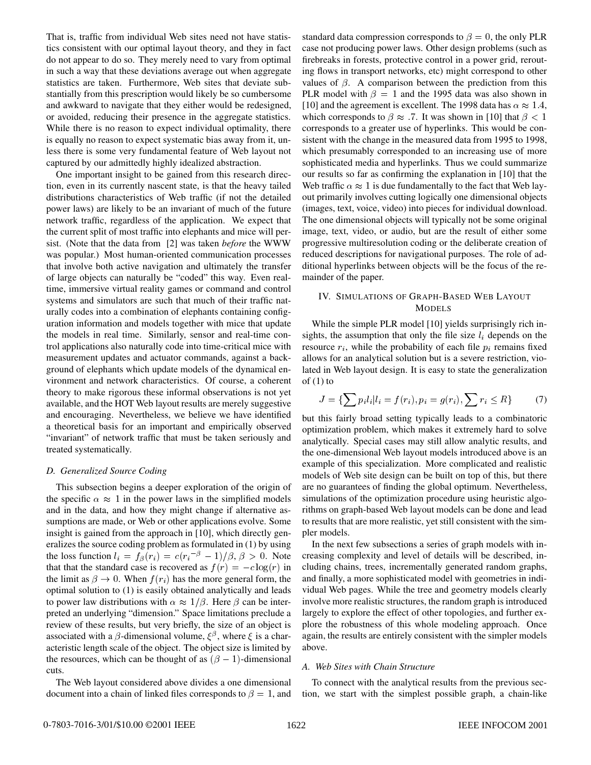That is, traffic from individual Web sites need not have statistics consistent with our optimal layout theory, and they in fact do not appear to do so. They merely need to vary from optimal in such a way that these deviations average out when aggregate statistics are taken. Furthermore, Web sites that deviate substantially from this prescription would likely be so cumbersome and awkward to navigate that they either would be redesigned, or avoided, reducing their presence in the aggregate statistics. While there is no reason to expect individual optimality, there is equally no reason to expect systematic bias away from it, unless there is some very fundamental feature of Web layout not captured by our admittedly highly idealized abstraction.

One important insight to be gained from this research direction, even in its currently nascent state, is that the heavy tailed distributions characteristics of Web traffic (if not the detailed power laws) are likely to be an invariant of much of the future network traffic, regardless of the application. We expect that the current split of most traffic into elephants and mice will persist. (Note that the data from [2] was taken *before* the WWW was popular.) Most human-oriented communication processes that involve both active navigation and ultimately the transfer of large objects can naturally be "coded" this way. Even real-time, immersive virtual reality games or command and control systems and simulators are such that much of their traffic naturally codes into a combination of elephants containing configuration information and models together with mice that update the models in real time. Similarly, sensor and real-time control applications also naturally code into time-critical mice with measurement updates and actuator commands, against a background of elephants which update models of the dynamical environment and network characteristics. Of course, a coherent theory to make rigorous these informal observations is not yet available, and the HOT Web layout results are merely suggestive and encouraging. Nevertheless, we believe we have identified a theoretical basis for an important and empirically observed "invariant" of network traffic that must be taken seriously and treated systematically.

### D. Generalized Source Coding

This subsection begins a deeper exploration of the origin of the specific $\alpha \approx 1$ in the power laws in the simplified models and in the data, and how they might change if alternative assumptions are made, or Web or other applications evolve. Some insight is gained from the approach in [10], which directly generalizes the source coding problem as formulated in (1) by using the loss function $l_i = f_\beta(r_i) = c({r_i}^{-\beta} - 1)/\beta, \beta > 0$. Note that that the standard case is recovered as $f(r) = -c\log(r)$ in the limit as $\beta \to 0$. When $f(r_i)$ has the more general form, the optimal solution to (1) is easily obtained analytically and leads to power law distributions with $\alpha \approx 1/\beta$. Here $\beta$ can be interpreted an underlying "dimension." Space limitations preclude a review of these results, but very briefly, the size of an object is associated with a $\beta$-dimensional volume, $\xi^\beta$, where $\xi$ is a characteristic length scale of the object. The object size is limited by the resources, which can be thought of as $(\beta - 1)$-dimensional cuts.

The Web layout considered above divides a one dimensional document into a chain of linked files corresponds to $\beta = 1$, and standard data compression corresponds to $\beta = 0$, the only PLR case not producing power laws. Other design problems (such as firebreaks in forests, protective control in a power grid, rerouting flows in transport networks, etc) might correspond to other values of $\beta$. A comparison between the prediction from this PLR model with $\beta = 1$ and the 1995 data was also shown in [10] and the agreement is excellent. The 1998 data has $\alpha \approx 1.4$, which corresponds to $\beta \approx .7$. It was shown in [10] that $\beta < 1$ corresponds to a greater use of hyperlinks. This would be consistent with the change in the measured data from 1995 to 1998, which presumably corresponded to an increasing use of more sophisticated media and hyperlinks. Thus we could summarize our results so far as confirming the explanation in [10] that the Web traffic $\alpha \approx 1$ is due fundamentally to the fact that Web layout primarily involves cutting logically one dimensional objects (images, text, voice, video) into pieces for individual download. The one dimensional objects will typically not be some original image, text, video, or audio, but are the result of either some progressive multiresolution coding or the deliberate creation of reduced descriptions for navigational purposes. The role of additional hyperlinks between objects will be the focus of the remainder of the paper.

## IV. Simulations of Graph-Based Web Layout Models

While the simple PLR model [10] yields surprisingly rich insights, the assumption that only the file size $l_i$ depends on the resource $r_i$, while the probability of each file $p_i$ remains fixed allows for an analytical solution but is a severe restriction, violated in Web layout design. It is easy to state the generalization of (1) to

$$J = \{\sum p_i l_i | l_i = f(r_i), p_i = g(r_i), \sum r_i \leq R\} \qquad (7)$$

but this fairly broad setting typically leads to a combinatoric optimization problem, which makes it extremely hard to solve analytically. Special cases may still allow analytic results, and the one-dimensional Web layout models introduced above is an example of this specialization. More complicated and realistic models of Web site design can be built on top of this, but there are no guarantees of finding the global optimum. Nevertheless, simulations of the optimization procedure using heuristic algorithms on graph-based Web layout models can be done and lead to results that are more realistic, yet still consistent with the simpler models.

In the next few subsections a series of graph models with increasing complexity and level of details will be described, including chains, trees, incrementally generated random graphs, and finally, a more sophisticated model with geometries in individual Web pages. While the tree and geometry models clearly involve more realistic structures, the random graph is introduced largely to explore the effect of other topologies, and further explore the robustness of this whole modeling approach. Once again, the results are entirely consistent with the simpler models above.

### A. Web Sites with Chain Structure

To connect with the analytical results from the previous section, we start with the simplest possible graph, a chain-like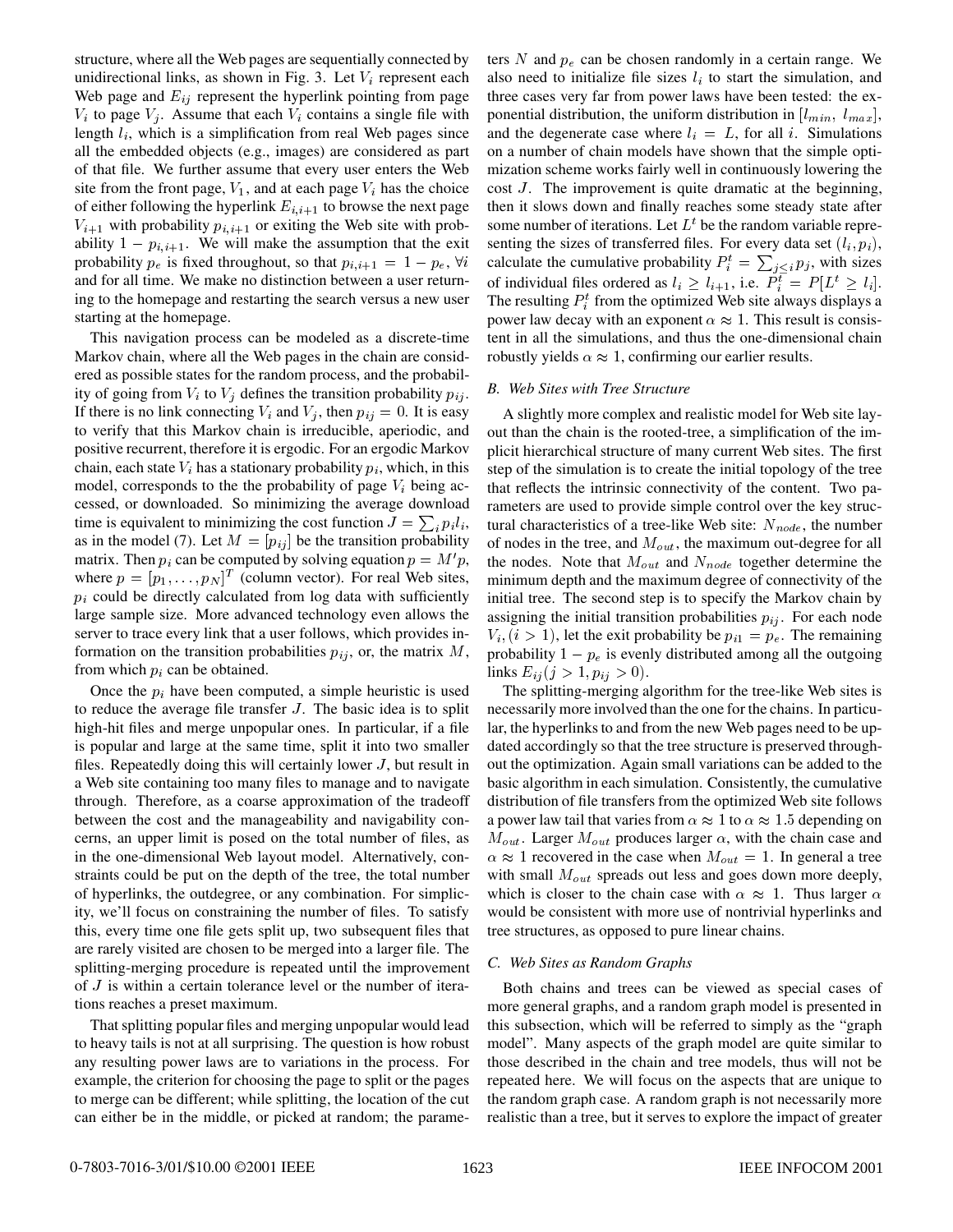structure, where all the Web pages are sequentially connected by unidirectional links, as shown in Fig. 3. Let $V_i$ represent each Web page and $E_{ij}$ represent the hyperlink pointing from page $V_i$ to page $V_j$. Assume that each $V_i$ contains a single file with length $l_i$, which is a simplification from real Web pages since all the embedded objects (e.g., images) are considered as part of that file. We further assume that every user enters the Web site from the front page, $V_1$, and at each page $V_i$ has the choice of either following the hyperlink $E_{i,i+1}$ to browse the next page $V_{i+1}$ with probability $p_{i,i+1}$ or exiting the Web site with probability $1 - p_{i,i+1}$. We will make the assumption that the exit probability $p_e$ is fixed throughout, so that $p_{i,i+1} = 1 - p_e$, $\forall i$ and for all time. We make no distinction between a user returning to the homepage and restarting the search versus a new user starting at the homepage.

This navigation process can be modeled as a discrete-time Markov chain, where all the Web pages in the chain are considered as possible states for the random process, and the probability of going from $V_i$ to $V_j$ defines the transition probability $p_{ij}$. If there is no link connecting $V_i$ and $V_j$, then $p_{ij} = 0$. It is easy to verify that this Markov chain is irreducible, aperiodic, and positive recurrent, therefore it is ergodic. For an ergodic Markov chain, each state $V_i$ has a stationary probability $p_i$, which, in this model, corresponds to the the probability of page $V_i$ being accessed, or downloaded. So minimizing the average download time is equivalent to minimizing the cost function $J = \sum_i p_i l_i$, as in the model (7). Let $M = [p_{ij}]$ be the transition probability matrix. Then $p_i$ can be computed by solving equation $p = M'p$, where $p = [p_1, \ldots, p_N]^T$ (column vector). For real Web sites, $p_i$ could be directly calculated from log data with sufficiently large sample size. More advanced technology even allows the server to trace every link that a user follows, which provides information on the transition probabilities $p_{ij}$, or, the matrix $M$, from which $p_i$ can be obtained.

Once the $p_i$ have been computed, a simple heuristic is used to reduce the average file transfer $J$. The basic idea is to split high-hit files and merge unpopular ones. In particular, if a file is popular and large at the same time, split it into two smaller files. Repeatedly doing this will certainly lower $J$, but result in a Web site containing too many files to manage and to navigate through. Therefore, as a coarse approximation of the tradeoff between the cost and the manageability and navigability concerns, an upper limit is posed on the total number of files, as in the one-dimensional Web layout model. Alternatively, constraints could be put on the depth of the tree, the total number of hyperlinks, the outdegree, or any combination. For simplicity, we'll focus on constraining the number of files. To satisfy this, every time one file gets split up, two subsequent files that are rarely visited are chosen to be merged into a larger file. The splitting-merging procedure is repeated until the improvement of $J$ is within a certain tolerance level or the number of iterations reaches a preset maximum.

That splitting popular files and merging unpopular would lead to heavy tails is not at all surprising. The question is how robust any resulting power laws are to variations in the process. For example, the criterion for choosing the page to split or the pages to merge can be different; while splitting, the location of the cut can either be in the middle, or picked at random; the parameters $N$ and $p_e$ can be chosen randomly in a certain range. We also need to initialize file sizes $l_i$ to start the simulation, and three cases very far from power laws have been tested: the exponential distribution, the uniform distribution in $[l_{min}, l_{max}]$, and the degenerate case where $l_i = L$, for all $i$. Simulations on a number of chain models have shown that the simple optimization scheme works fairly well in continuously lowering the cost $J$. The improvement is quite dramatic at the beginning, then it slows down and finally reaches some steady state after some number of iterations. Let $L^t$ be the random variable representing the sizes of transferred files. For every data set $(l_i, p_i)$, calculate the cumulative probability $P_i^t = \sum_{j \le i} p_j$, with sizes of individual files ordered as $l_i \ge l_{i+1}$, i.e. $P_i^t = P[L^t \ge l_i]$. The resulting $P_i^t$ from the optimized Web site always displays a power law decay with an exponent $\alpha \approx 1$. This result is consistent in all the simulations, and thus the one-dimensional chain robustly yields $\alpha \approx 1$, confirming our earlier results.

### B. Web Sites with Tree Structure

A slightly more complex and realistic model for Web site layout than the chain is the rooted-tree, a simplification of the implicit hierarchical structure of many current Web sites. The first step of the simulation is to create the initial topology of the tree that reflects the intrinsic connectivity of the content. Two parameters are used to provide simple control over the key structural characteristics of a tree-like Web site: $N_{node}$, the number of nodes in the tree, and $M_{out}$, the maximum out-degree for all the nodes. Note that $M_{out}$ and $N_{node}$ together determine the minimum depth and the maximum degree of connectivity of the initial tree. The second step is to specify the Markov chain by assigning the initial transition probabilities $p_{ij}$. For each node $V_i, (i > 1)$, let the exit probability be $p_{i1} = p_e$. The remaining probability $1 - p_e$ is evenly distributed among all the outgoing links $E_{ij} (j > 1, p_{ij} > 0)$.

The splitting-merging algorithm for the tree-like Web sites is necessarily more involved than the one for the chains. In particular, the hyperlinks to and from the new Web pages need to be updated accordingly so that the tree structure is preserved throughout the optimization. Again small variations can be added to the basic algorithm in each simulation. Consistently, the cumulative distribution of file transfers from the optimized Web site follows a power law tail that varies from $\alpha \approx 1$ to $\alpha \approx 1.5$ depending on $M_{out}$. Larger $M_{out}$ produces larger $\alpha$, with the chain case and $\alpha \approx 1$ recovered in the case when $M_{out} = 1$. In general a tree with small $M_{out}$ spreads out less and goes down more deeply, which is closer to the chain case with $\alpha \approx 1$. Thus larger $\alpha$ would be consistent with more use of nontrivial hyperlinks and tree structures, as opposed to pure linear chains.

### C. Web Sites as Random Graphs

Both chains and trees can be viewed as special cases of more general graphs, and a random graph model is presented in this subsection, which will be referred to simply as the "graph model". Many aspects of the graph model are quite similar to those described in the chain and tree models, thus will not be repeated here. We will focus on the aspects that are unique to the random graph case. A random graph is not necessarily more realistic than a tree, but it serves to explore the impact of greater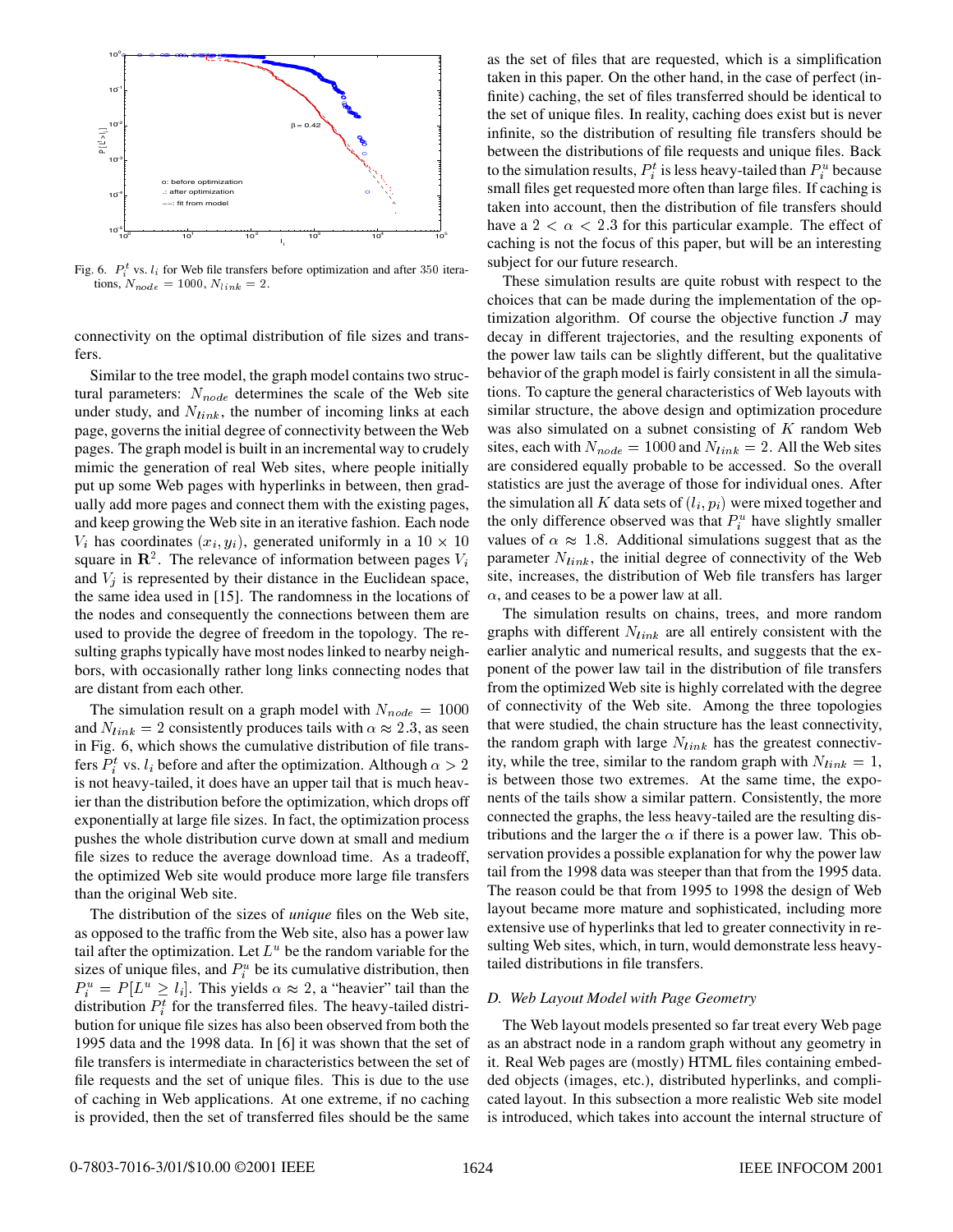Fig. 6. $P_i^t$ vs. $l_i$ for Web file transfers before optimization and after 350 iterations, $N_{node} = 1000$, $N_{link} = 2$.

connectivity on the optimal distribution of file sizes and transfers.

Similar to the tree model, the graph model contains two structural parameters: $N_{node}$ determines the scale of the Web site under study, and $N_{link}$, the number of incoming links at each page, governs the initial degree of connectivity between the Web pages. The graph model is built in an incremental way to crudely mimic the generation of real Web sites, where people initially put up some Web pages with hyperlinks in between, then gradually add more pages and connect them with the existing pages, and keep growing the Web site in an iterative fashion. Each node $V_i$ has coordinates $(x_i, y_i)$, generated uniformly in a $10 \times 10$ square in $\mathbf{R}^2$. The relevance of information between pages $V_i$ and $V_j$ is represented by their distance in the Euclidean space, the same idea used in [15]. The randomness in the locations of the nodes and consequently the connections between them are used to provide the degree of freedom in the topology. The resulting graphs typically have most nodes linked to nearby neighbors, with occasionally rather long links connecting nodes that are distant from each other.

The simulation result on a graph model with $N_{node} = 1000$ and $N_{link} = 2$ consistently produces tails with $\alpha \approx 2.3$, as seen in Fig. 6, which shows the cumulative distribution of file transfers $P_i^t$ vs. $l_i$ before and after the optimization. Although $\alpha > 2$ is not heavy-tailed, it does have an upper tail that is much heavier than the distribution before the optimization, which drops off exponentially at large file sizes. In fact, the optimization process pushes the whole distribution curve down at small and medium file sizes to reduce the average download time. As a tradeoff, the optimized Web site would produce more large file transfers than the original Web site.

The distribution of the sizes of *unique* files on the Web site, as opposed to the traffic from the Web site, also has a power law tail after the optimization. Let $L^u$ be the random variable for the sizes of unique files, and $P_i^u$ be its cumulative distribution, then $P_i^u = P[L^u \geq l_i]$. This yields $\alpha \approx 2$, a "heavier" tail than the distribution $P_i^t$ for the transferred files. The heavy-tailed distribution for unique file sizes has also been observed from both the 1995 data and the 1998 data. In [6] it was shown that the set of file transfers is intermediate in characteristics between the set of file requests and the set of unique files. This is due to the use of caching in Web applications. At one extreme, if no caching is provided, then the set of transferred files should be the same as the set of files that are requested, which is a simplification taken in this paper. On the other hand, in the case of perfect (infinite) caching, the set of files transferred should be identical to the set of unique files. In reality, caching does exist but is never infinite, so the distribution of resulting file transfers should be between the distributions of file requests and unique files. Back to the simulation results, $P_i^t$ is less heavy-tailed than $P_i^u$ because small files get requested more often than large files. If caching is taken into account, then the distribution of file transfers should have a $2 < \alpha < 2.3$ for this particular example. The effect of caching is not the focus of this paper, but will be an interesting subject for our future research.

These simulation results are quite robust with respect to the choices that can be made during the implementation of the optimization algorithm. Of course the objective function $J$ may decay in different trajectories, and the resulting exponents of the power law tails can be slightly different, but the qualitative behavior of the graph model is fairly consistent in all the simulations. To capture the general characteristics of Web layouts with similar structure, the above design and optimization procedure was also simulated on a subnet consisting of $K$ random Web sites, each with $N_{node} = 1000$ and $N_{link} = 2$. All the Web sites are considered equally probable to be accessed. So the overall statistics are just the average of those for individual ones. After the simulation all $K$ data sets of $(l_i, p_i)$ were mixed together and the only difference observed was that $P_i^u$ have slightly smaller values of $\alpha \approx 1.8$. Additional simulations suggest that as the parameter $N_{link}$, the initial degree of connectivity of the Web site, increases, the distribution of Web file transfers has larger $\alpha$, and ceases to be a power law at all.

The simulation results on chains, trees, and more random graphs with different $N_{link}$ are all entirely consistent with the earlier analytic and numerical results, and suggests that the exponent of the power law tail in the distribution of file transfers from the optimized Web site is highly correlated with the degree of connectivity of the Web site. Among the three topologies that were studied, the chain structure has the least connectivity, the random graph with large $N_{link}$ has the greatest connectivity, while the tree, similar to the random graph with $N_{link} = 1$, is between those two extremes. At the same time, the exponents of the tails show a similar pattern. Consistently, the more connected the graphs, the less heavy-tailed are the resulting distributions and the larger the $\alpha$ if there is a power law. This observation provides a possible explanation for why the power law tail from the 1998 data was steeper than that from the 1995 data. The reason could be that from 1995 to 1998 the design of Web layout became more mature and sophisticated, including more extensive use of hyperlinks that led to greater connectivity in resulting Web sites, which, in turn, would demonstrate less heavy-tailed distributions in file transfers.

### D. Web Layout Model with Page Geometry

The Web layout models presented so far treat every Web page as an abstract node in a random graph without any geometry in it. Real Web pages are (mostly) HTML files containing embedded objects (images, etc.), distributed hyperlinks, and complicated layout. In this subsection a more realistic Web site model is introduced, which takes into account the internal structure of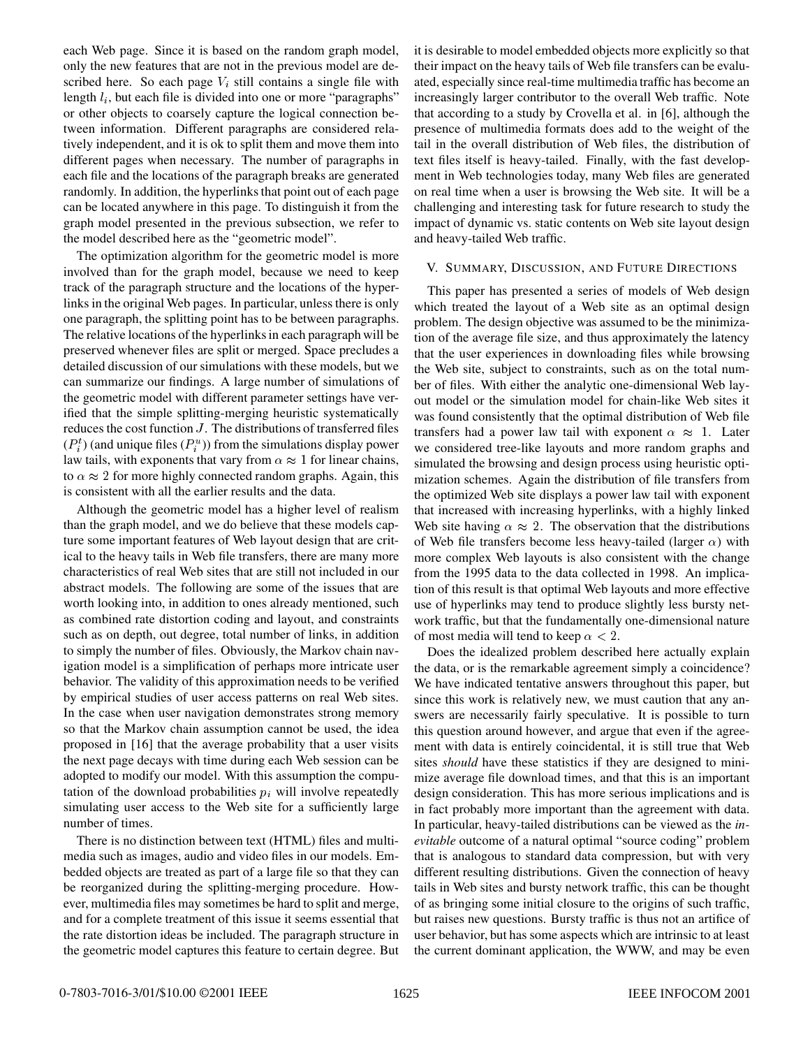each Web page. Since it is based on the random graph model, only the new features that are not in the previous model are described here. So each page $V_i$ still contains a single file with length $l_i$, but each file is divided into one or more "paragraphs" or other objects to coarsely capture the logical connection between information. Different paragraphs are considered relatively independent, and it is ok to split them and move them into different pages when necessary. The number of paragraphs in each file and the locations of the paragraph breaks are generated randomly. In addition, the hyperlinks that point out of each page can be located anywhere in this page. To distinguish it from the graph model presented in the previous subsection, we refer to the model described here as the "geometric model".

The optimization algorithm for the geometric model is more involved than for the graph model, because we need to keep track of the paragraph structure and the locations of the hyperlinks in the original Web pages. In particular, unless there is only one paragraph, the splitting point has to be between paragraphs. The relative locations of the hyperlinks in each paragraph will be preserved whenever files are split or merged. Space precludes a detailed discussion of our simulations with these models, but we can summarize our findings. A large number of simulations of the geometric model with different parameter settings have verified that the simple splitting-merging heuristic systematically reduces the cost function $J$. The distributions of transferred files ($P_i^t$) (and unique files ($P_i^u$)) from the simulations display power law tails, with exponents that vary from $\alpha \approx 1$ for linear chains, to $\alpha \approx 2$ for more highly connected random graphs. Again, this is consistent with all the earlier results and the data.

Although the geometric model has a higher level of realism than the graph model, and we do believe that these models capture some important features of Web layout design that are critical to the heavy tails in Web file transfers, there are many more characteristics of real Web sites that are still not included in our abstract models. The following are some of the issues that are worth looking into, in addition to ones already mentioned, such as combined rate distortion coding and layout, and constraints such as on depth, out degree, total number of links, in addition to simply the number of files. Obviously, the Markov chain navigation model is a simplification of perhaps more intricate user behavior. The validity of this approximation needs to be verified by empirical studies of user access patterns on real Web sites. In the case when user navigation demonstrates strong memory so that the Markov chain assumption cannot be used, the idea proposed in [16] that the average probability that a user visits the next page decays with time during each Web session can be adopted to modify our model. With this assumption the computation of the download probabilities $p_i$ will involve repeatedly simulating user access to the Web site for a sufficiently large number of times.

There is no distinction between text (HTML) files and multimedia such as images, audio and video files in our models. Embedded objects are treated as part of a large file so that they can be reorganized during the splitting-merging procedure. However, multimedia files may sometimes be hard to split and merge, and for a complete treatment of this issue it seems essential that the rate distortion ideas be included. The paragraph structure in the geometric model captures this feature to certain degree. But it is desirable to model embedded objects more explicitly so that their impact on the heavy tails of Web file transfers can be evaluated, especially since real-time multimedia traffic has become an increasingly larger contributor to the overall Web traffic. Note that according to a study by Crovella et al. in [6], although the presence of multimedia formats does add to the weight of the tail in the overall distribution of Web files, the distribution of text files itself is heavy-tailed. Finally, with the fast development in Web technologies today, many Web files are generated on real time when a user is browsing the Web site. It will be a challenging and interesting task for future research to study the impact of dynamic vs. static contents on Web site layout design and heavy-tailed Web traffic.

## V. Summary, Discussion, and Future Directions

This paper has presented a series of models of Web design which treated the layout of a Web site as an optimal design problem. The design objective was assumed to be the minimization of the average file size, and thus approximately the latency that the user experiences in downloading files while browsing the Web site, subject to constraints, such as on the total number of files. With either the analytic one-dimensional Web layout model or the simulation model for chain-like Web sites it was found consistently that the optimal distribution of Web file transfers had a power law tail with exponent $\alpha \approx 1$. Later we considered tree-like layouts and more random graphs and simulated the browsing and design process using heuristic optimization schemes. Again the distribution of file transfers from the optimized Web site displays a power law tail with exponent that increased with increasing hyperlinks, with a highly linked Web site having $\alpha \approx 2$. The observation that the distributions of Web file transfers become less heavy-tailed (larger $\alpha$) with more complex Web layouts is also consistent with the change from the 1995 data to the data collected in 1998. An implication of this result is that optimal Web layouts and more effective use of hyperlinks may tend to produce slightly less bursty network traffic, but that the fundamentally one-dimensional nature of most media will tend to keep $\alpha < 2$.

Does the idealized problem described here actually explain the data, or is the remarkable agreement simply a coincidence? We have indicated tentative answers throughout this paper, but since this work is relatively new, we must caution that any answers are necessarily fairly speculative. It is possible to turn this question around however, and argue that even if the agreement with data is entirely coincidental, it is still true that Web sites *should* have these statistics if they are designed to minimize average file download times, and that this is an important design consideration. This has more serious implications and is in fact probably more important than the agreement with data. In particular, heavy-tailed distributions can be viewed as the *inevitable* outcome of a natural optimal "source coding" problem that is analogous to standard data compression, but with very different resulting distributions. Given the connection of heavy tails in Web sites and bursty network traffic, this can be thought of as bringing some initial closure to the origins of such traffic, but raises new questions. Bursty traffic is thus not an artifice of user behavior, but has some aspects which are intrinsic to at least the current dominant application, the WWW, and may be even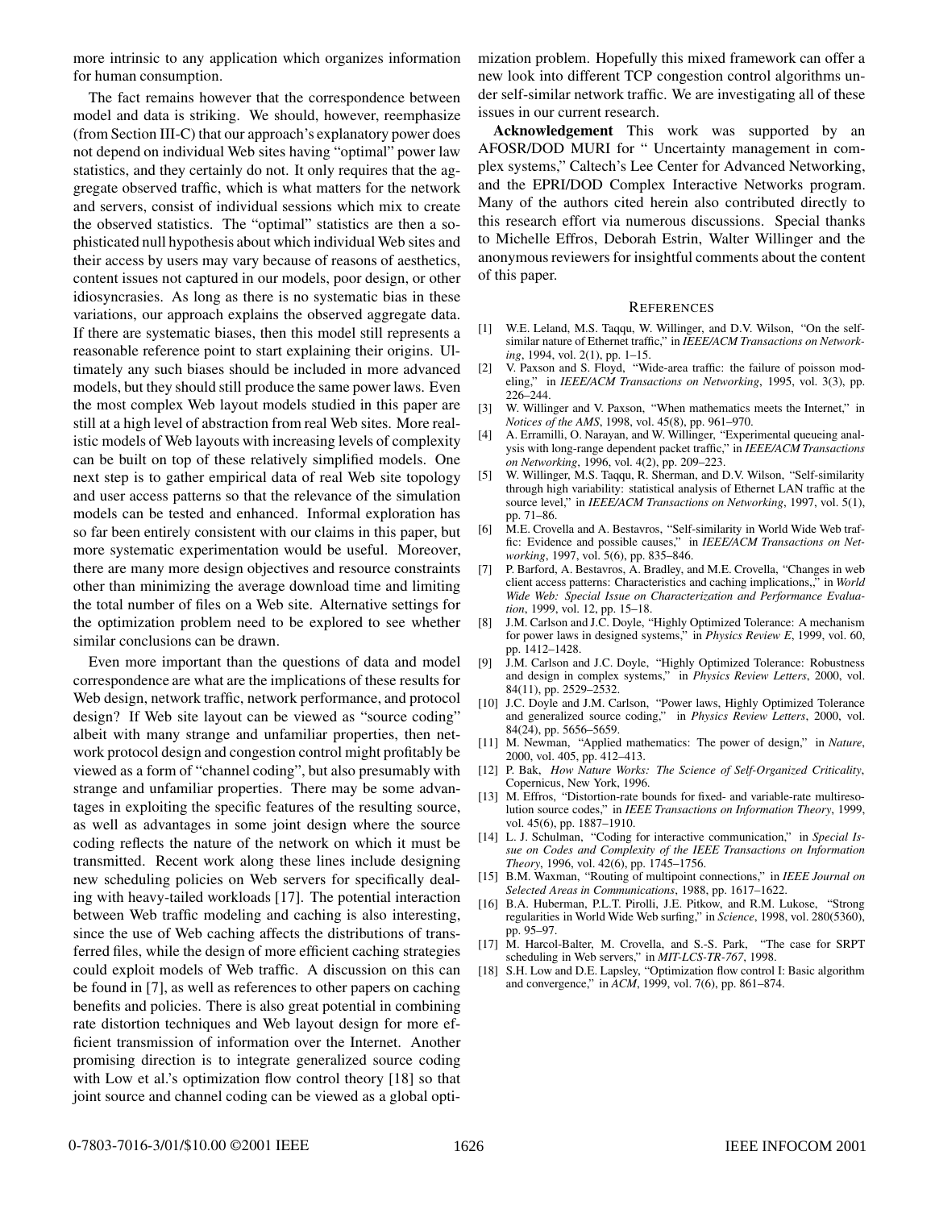more intrinsic to any application which organizes information for human consumption.

The fact remains however that the correspondence between model and data is striking. We should, however, reemphasize (from Section III-C) that our approach's explanatory power does not depend on individual Web sites having "optimal" power law statistics, and they certainly do not. It only requires that the aggregate observed traffic, which is what matters for the network and servers, consist of individual sessions which mix to create the observed statistics. The "optimal" statistics are then a sophisticated null hypothesis about which individual Web sites and their access by users may vary because of reasons of aesthetics, content issues not captured in our models, poor design, or other idiosyncrasies. As long as there is no systematic bias in these variations, our approach explains the observed aggregate data. If there are systematic biases, then this model still represents a reasonable reference point to start explaining their origins. Ultimately any such biases should be included in more advanced models, but they should still produce the same power laws. Even the most complex Web layout models studied in this paper are still at a high level of abstraction from real Web sites. More realistic models of Web layouts with increasing levels of complexity can be built on top of these relatively simplified models. One next step is to gather empirical data of real Web site topology and user access patterns so that the relevance of the simulation models can be tested and enhanced. Informal exploration has so far been entirely consistent with our claims in this paper, but more systematic experimentation would be useful. Moreover, there are many more design objectives and resource constraints other than minimizing the average download time and limiting the total number of files on a Web site. Alternative settings for the optimization problem need to be explored to see whether similar conclusions can be drawn.

Even more important than the questions of data and model correspondence are what are the implications of these results for Web design, network traffic, network performance, and protocol design? If Web site layout can be viewed as "source coding" albeit with many strange and unfamiliar properties, then network protocol design and congestion control might profitably be viewed as a form of "channel coding", but also presumably with strange and unfamiliar properties. There may be some advantages in exploiting the specific features of the resulting source, as well as advantages in some joint design where the source coding reflects the nature of the network on which it must be transmitted. Recent work along these lines include designing new scheduling policies on Web servers for specifically dealing with heavy-tailed workloads [17]. The potential interaction between Web traffic modeling and caching is also interesting, since the use of Web caching affects the distributions of transferred files, while the design of more efficient caching strategies could exploit models of Web traffic. A discussion on this can be found in [7], as well as references to other papers on caching benefits and policies. There is also great potential in combining rate distortion techniques and Web layout design for more efficient transmission of information over the Internet. Another promising direction is to integrate generalized source coding with Low et al.'s optimization flow control theory [18] so that joint source and channel coding can be viewed as a global optimization problem. Hopefully this mixed framework can offer a new look into different TCP congestion control algorithms under self-similar network traffic. We are investigating all of these issues in our current research.

**Acknowledgement** This work was supported by an AFOSR/DOD MURI for " Uncertainty management in complex systems," Caltech's Lee Center for Advanced Networking, and the EPRI/DOD Complex Interactive Networks program. Many of the authors cited herein also contributed directly to this research effort via numerous discussions. Special thanks to Michelle Effros, Deborah Estrin, Walter Willinger and the anonymous reviewers for insightful comments about the content of this paper.

## REFERENCES

[1] W.E. Leland, M.S. Taqqu, W. Willinger, and D.V. Wilson, "On the self-similar nature of Ethernet traffic," in *IEEE/ACM Transactions on Networking*, 1994, vol. 2(1), pp. 1–15.

[2] V. Paxson and S. Floyd, "Wide-area traffic: the failure of poisson modeling," in *IEEE/ACM Transactions on Networking*, 1995, vol. 3(3), pp. 226–244.

[3] W. Willinger and V. Paxson, "When mathematics meets the Internet," in *Notices of the AMS*, 1998, vol. 45(8), pp. 961–970.

[4] A. Erramilli, O. Narayan, and W. Willinger, "Experimental queueing analysis with long-range dependent packet traffic," in *IEEE/ACM Transactions on Networking*, 1996, vol. 4(2), pp. 209–223.

[5] W. Willinger, M.S. Taqqu, R. Sherman, and D.V. Wilson, "Self-similarity through high variability: statistical analysis of Ethernet LAN traffic at the source level," in *IEEE/ACM Transactions on Networking*, 1997, vol. 5(1), pp. 71–86.

[6] M.E. Crovella and A. Bestavros, "Self-similarity in World Wide Web traffic: Evidence and possible causes," in *IEEE/ACM Transactions on Networking*, 1997, vol. 5(6), pp. 835–846.

[7] P. Barford, A. Bestavros, A. Bradley, and M.E. Crovella, "Changes in web client access patterns: Characteristics and caching implications,," in *World Wide Web: Special Issue on Characterization and Performance Evaluation*, 1999, vol. 12, pp. 15–18.

[8] J.M. Carlson and J.C. Doyle, "Highly Optimized Tolerance: A mechanism for power laws in designed systems," in *Physics Review E*, 1999, vol. 60, pp. 1412–1428.

[9] J.M. Carlson and J.C. Doyle, "Highly Optimized Tolerance: Robustness and design in complex systems," in *Physics Review Letters*, 2000, vol. 84(11), pp. 2529–2532.

[10] J.C. Doyle and J.M. Carlson, "Power laws, Highly Optimized Tolerance and generalized source coding," in *Physics Review Letters*, 2000, vol. 84(24), pp. 5656–5659.

[11] M. Newman, "Applied mathematics: The power of design," in *Nature*, 2000, vol. 405, pp. 412–413.

[12] P. Bak, *How Nature Works: The Science of Self-Organized Criticality*, Copernicus, New York, 1996.

[13] M. Effros, "Distortion-rate bounds for fixed- and variable-rate multiresolution source codes," in *IEEE Transactions on Information Theory*, 1999, vol. 45(6), pp. 1887–1910.

[14] L. J. Schulman, "Coding for interactive communication," in *Special Issue on Codes and Complexity of the IEEE Transactions on Information Theory*, 1996, vol. 42(6), pp. 1745–1756.

[15] B.M. Waxman, "Routing of multipoint connections," in *IEEE Journal on Selected Areas in Communications*, 1988, pp. 1617–1622.

[16] B.A. Huberman, P.L.T. Pirolli, J.E. Pitkow, and R.M. Lukose, "Strong regularities in World Wide Web surfing," in *Science*, 1998, vol. 280(5360), pp. 95–97.

[17] M. Harcol-Balter, M. Crovella, and S.-S. Park, "The case for SRPT scheduling in Web servers," in *MIT-LCS-TR-767*, 1998.

[18] S.H. Low and D.E. Lapsley, "Optimization flow control I: Basic algorithm and convergence," in *ACM*, 1999, vol. 7(6), pp. 861–874.